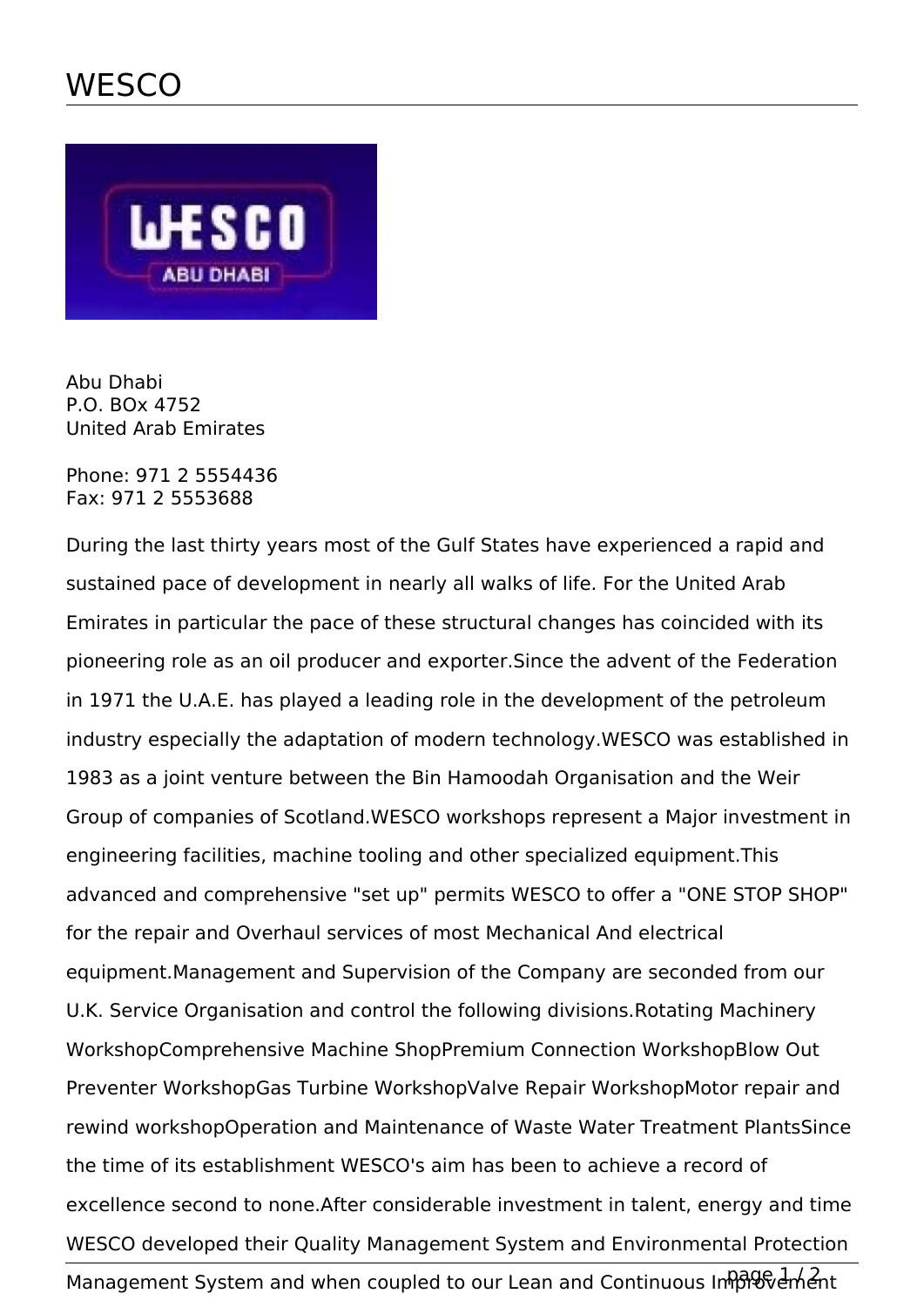# WESCO

Abu Dhabi
P.O. BOx 4752
United Arab Emirates

Phone: 971 2 5554436
Fax: 971 2 5553688

During the last thirty years most of the Gulf States have experienced a rapid and sustained pace of development in nearly all walks of life. For the United Arab Emirates in particular the pace of these structural changes has coincided with its pioneering role as an oil producer and exporter.Since the advent of the Federation in 1971 the U.A.E. has played a leading role in the development of the petroleum industry especially the adaptation of modern technology.WESCO was established in 1983 as a joint venture between the Bin Hamoodah Organisation and the Weir Group of companies of Scotland.WESCO workshops represent a Major investment in engineering facilities, machine tooling and other specialized equipment.This advanced and comprehensive "set up" permits WESCO to offer a "ONE STOP SHOP" for the repair and Overhaul services of most Mechanical And electrical equipment.Management and Supervision of the Company are seconded from our U.K. Service Organisation and control the following divisions.Rotating Machinery WorkshopComprehensive Machine ShopPremium Connection WorkshopBlow Out Preventer WorkshopGas Turbine WorkshopValve Repair WorkshopMotor repair and rewind workshopOperation and Maintenance of Waste Water Treatment PlantsSince the time of its establishment WESCO's aim has been to achieve a record of excellence second to none.After considerable investment in talent, energy and time WESCO developed their Quality Management System and Environmental Protection Management System and when coupled to our Lean and Continuous Improvement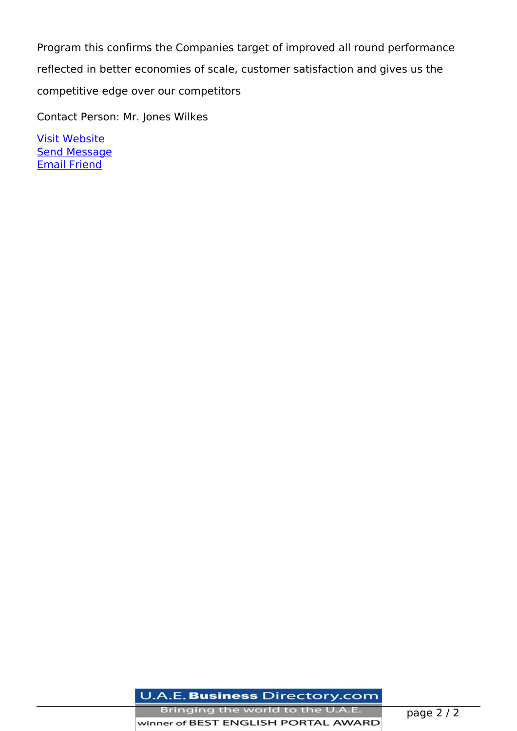Program this confirms the Companies target of improved all round performance reflected in better economies of scale, customer satisfaction and gives us the competitive edge over our competitors

Contact Person: Mr. Jones Wilkes

Visit Website
Send Message
Email Friend